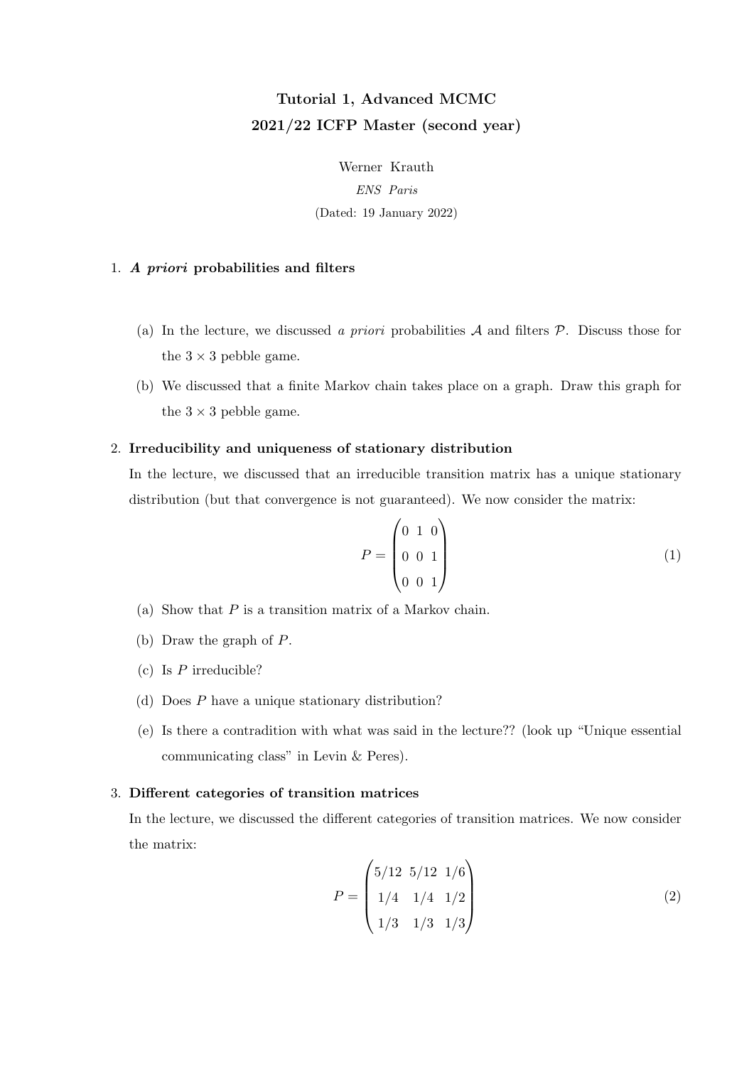# Tutorial 1, Advanced MCMC
# 2021/22 ICFP Master (second year)

Werner Krauth

*ENS Paris*

(Dated: 19 January 2022)

## 1. *A priori* probabilities and filters

(a) In the lecture, we discussed *a priori* probabilities $\mathcal{A}$ and filters $\mathcal{P}$. Discuss those for the $3 \times 3$ pebble game.

(b) We discussed that a finite Markov chain takes place on a graph. Draw this graph for the $3 \times 3$ pebble game.

## 2. Irreducibility and uniqueness of stationary distribution

In the lecture, we discussed that an irreducible transition matrix has a unique stationary distribution (but that convergence is not guaranteed). We now consider the matrix:

$$P = \begin{pmatrix} 0 & 1 & 0 \\ 0 & 0 & 1 \\ 0 & 0 & 1 \end{pmatrix} \tag{1}$$

(a) Show that $P$ is a transition matrix of a Markov chain.

(b) Draw the graph of $P$.

(c) Is $P$ irreducible?

(d) Does $P$ have a unique stationary distribution?

(e) Is there a contradition with what was said in the lecture?? (look up "Unique essential communicating class" in Levin & Peres).

## 3. Different categories of transition matrices

In the lecture, we discussed the different categories of transition matrices. We now consider the matrix:

$$P = \begin{pmatrix} 5/12 & 5/12 & 1/6 \\ 1/4 & 1/4 & 1/2 \\ 1/3 & 1/3 & 1/3 \end{pmatrix} \tag{2}$$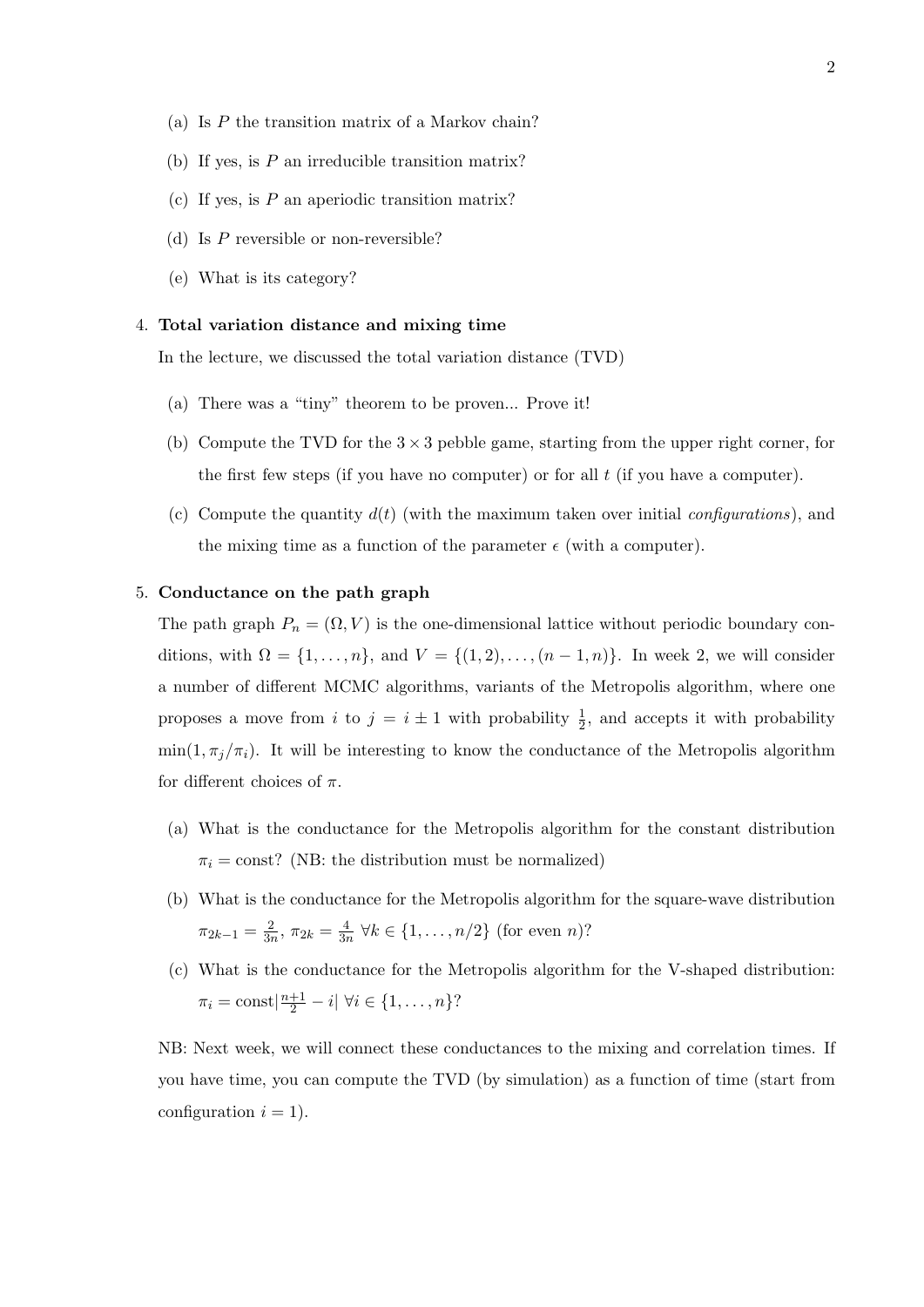(a) Is $P$ the transition matrix of a Markov chain?

(b) If yes, is $P$ an irreducible transition matrix?

(c) If yes, is $P$ an aperiodic transition matrix?

(d) Is $P$ reversible or non-reversible?

(e) What is its category?

4. **Total variation distance and mixing time**

   In the lecture, we discussed the total variation distance (TVD)

   (a) There was a "tiny" theorem to be proven... Prove it!

   (b) Compute the TVD for the $3 \times 3$ pebble game, starting from the upper right corner, for the first few steps (if you have no computer) or for all $t$ (if you have a computer).

   (c) Compute the quantity $d(t)$ (with the maximum taken over initial *configurations*), and the mixing time as a function of the parameter $\epsilon$ (with a computer).

5. **Conductance on the path graph**

   The path graph $P_n = (\Omega, V)$ is the one-dimensional lattice without periodic boundary conditions, with $\Omega = \{1, \ldots, n\}$, and $V = \{(1, 2), \ldots, (n-1, n)\}$. In week 2, we will consider a number of different MCMC algorithms, variants of the Metropolis algorithm, where one proposes a move from $i$ to $j = i \pm 1$ with probability $\frac{1}{2}$, and accepts it with probability $\min(1, \pi_j/\pi_i)$. It will be interesting to know the conductance of the Metropolis algorithm for different choices of $\pi$.

   (a) What is the conductance for the Metropolis algorithm for the constant distribution $\pi_i = \text{const}$? (NB: the distribution must be normalized)

   (b) What is the conductance for the Metropolis algorithm for the square-wave distribution $\pi_{2k-1} = \frac{2}{3n}$, $\pi_{2k} = \frac{4}{3n}$ $\forall k \in \{1, \ldots, n/2\}$ (for even $n$)?

   (c) What is the conductance for the Metropolis algorithm for the V-shaped distribution: $\pi_i = \text{const}|\frac{n+1}{2} - i|$ $\forall i \in \{1, \ldots, n\}$?

   NB: Next week, we will connect these conductances to the mixing and correlation times. If you have time, you can compute the TVD (by simulation) as a function of time (start from configuration $i = 1$).